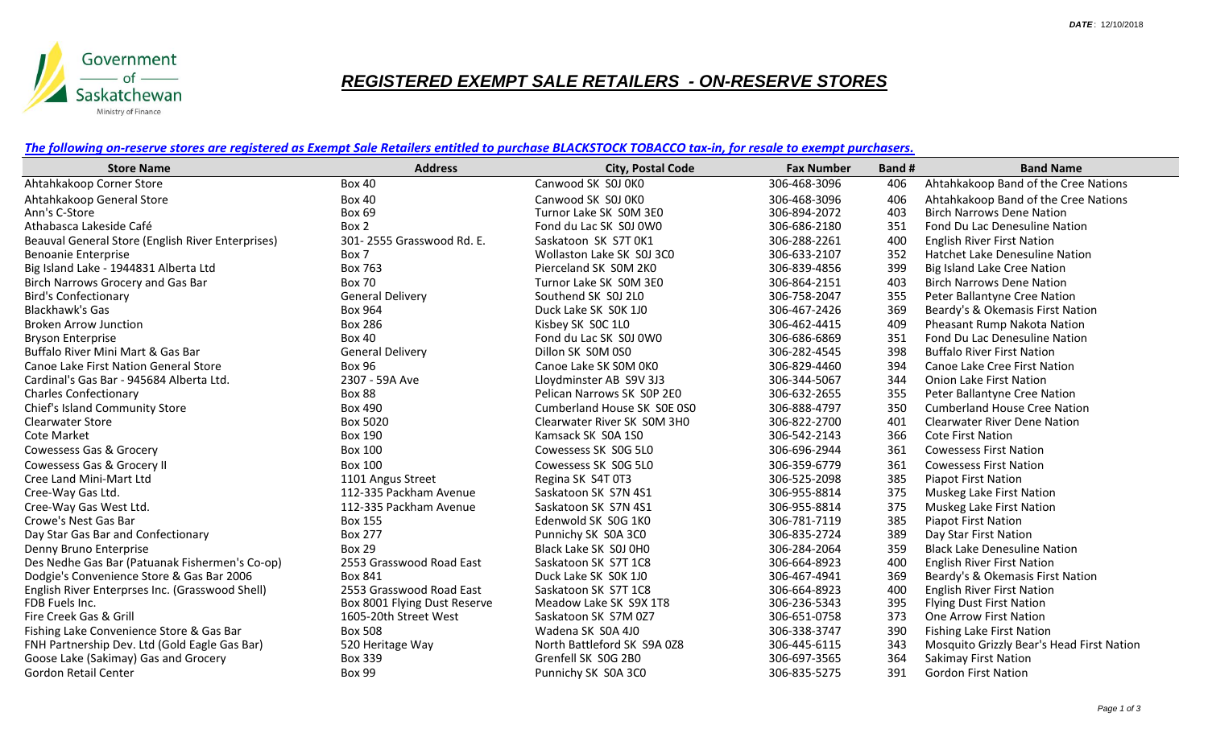DATE: 12/10/2018

Government of Saskatchewan
Ministry of Finance

# REGISTERED EXEMPT SALE RETAILERS - ON-RESERVE STORES

***The following on-reserve stores are registered as Exempt Sale Retailers entitled to purchase BLACKSTOCK TOBACCO tax-in, for resale to exempt purchasers.***

| Store Name | Address | City, Postal Code | Fax Number | Band # | Band Name |
|---|---|---|---|---|---|
| Ahtahkakoop Corner Store | Box 40 | Canwood SK S0J 0K0 | 306-468-3096 | 406 | Ahtahkakoop Band of the Cree Nations |
| Ahtahkakoop General Store | Box 40 | Canwood SK S0J 0K0 | 306-468-3096 | 406 | Ahtahkakoop Band of the Cree Nations |
| Ann's C-Store | Box 69 | Turnor Lake SK S0M 3E0 | 306-894-2072 | 403 | Birch Narrows Dene Nation |
| Athabasca Lakeside Café | Box 2 | Fond du Lac SK S0J 0W0 | 306-686-2180 | 351 | Fond Du Lac Denesuline Nation |
| Beauval General Store (English River Enterprises) | 301- 2555 Grasswood Rd. E. | Saskatoon SK S7T 0K1 | 306-288-2261 | 400 | English River First Nation |
| Benoanie Enterprise | Box 7 | Wollaston Lake SK S0J 3C0 | 306-633-2107 | 352 | Hatchet Lake Denesuline Nation |
| Big Island Lake - 1944831 Alberta Ltd | Box 763 | Pierceland SK S0M 2K0 | 306-839-4856 | 399 | Big Island Lake Cree Nation |
| Birch Narrows Grocery and Gas Bar | Box 70 | Turnor Lake SK S0M 3E0 | 306-864-2151 | 403 | Birch Narrows Dene Nation |
| Bird's Confectionary | General Delivery | Southend SK S0J 2L0 | 306-758-2047 | 355 | Peter Ballantyne Cree Nation |
| Blackhawk's Gas | Box 964 | Duck Lake SK S0K 1J0 | 306-467-2426 | 369 | Beardy's & Okemasis First Nation |
| Broken Arrow Junction | Box 286 | Kisbey SK S0C 1L0 | 306-462-4415 | 409 | Pheasant Rump Nakota Nation |
| Bryson Enterprise | Box 40 | Fond du Lac SK S0J 0W0 | 306-686-6869 | 351 | Fond Du Lac Denesuline Nation |
| Buffalo River Mini Mart & Gas Bar | General Delivery | Dillon SK S0M 0S0 | 306-282-4545 | 398 | Buffalo River First Nation |
| Canoe Lake First Nation General Store | Box 96 | Canoe Lake SK S0M 0K0 | 306-829-4460 | 394 | Canoe Lake Cree First Nation |
| Cardinal's Gas Bar - 945684 Alberta Ltd. | 2307 - 59A Ave | Lloydminster AB S9V 3J3 | 306-344-5067 | 344 | Onion Lake First Nation |
| Charles Confectionary | Box 88 | Pelican Narrows SK S0P 2E0 | 306-632-2655 | 355 | Peter Ballantyne Cree Nation |
| Chief's Island Community Store | Box 490 | Cumberland House SK S0E 0S0 | 306-888-4797 | 350 | Cumberland House Cree Nation |
| Clearwater Store | Box 5020 | Clearwater River SK S0M 3H0 | 306-822-2700 | 401 | Clearwater River Dene Nation |
| Cote Market | Box 190 | Kamsack SK S0A 1S0 | 306-542-2143 | 366 | Cote First Nation |
| Cowessess Gas & Grocery | Box 100 | Cowessess SK S0G 5L0 | 306-696-2944 | 361 | Cowessess First Nation |
| Cowessess Gas & Grocery II | Box 100 | Cowessess SK S0G 5L0 | 306-359-6779 | 361 | Cowessess First Nation |
| Cree Land Mini-Mart Ltd | 1101 Angus Street | Regina SK S4T 0T3 | 306-525-2098 | 385 | Piapot First Nation |
| Cree-Way Gas Ltd. | 112-335 Packham Avenue | Saskatoon SK S7N 4S1 | 306-955-8814 | 375 | Muskeg Lake First Nation |
| Cree-Way Gas West Ltd. | 112-335 Packham Avenue | Saskatoon SK S7N 4S1 | 306-955-8814 | 375 | Muskeg Lake First Nation |
| Crowe's Nest Gas Bar | Box 155 | Edenwold SK S0G 1K0 | 306-781-7119 | 385 | Piapot First Nation |
| Day Star Gas Bar and Confectionary | Box 277 | Punnichy SK S0A 3C0 | 306-835-2724 | 389 | Day Star First Nation |
| Denny Bruno Enterprise | Box 29 | Black Lake SK S0J 0H0 | 306-284-2064 | 359 | Black Lake Denesuline Nation |
| Des Nedhe Gas Bar (Patuanak Fishermen's Co-op) | 2553 Grasswood Road East | Saskatoon SK S7T 1C8 | 306-664-8923 | 400 | English River First Nation |
| Dodgie's Convenience Store & Gas Bar 2006 | Box 841 | Duck Lake SK S0K 1J0 | 306-467-4941 | 369 | Beardy's & Okemasis First Nation |
| English River Enterprses Inc. (Grasswood Shell) | 2553 Grasswood Road East | Saskatoon SK S7T 1C8 | 306-664-8923 | 400 | English River First Nation |
| FDB Fuels Inc. | Box 8001 Flying Dust Reserve | Meadow Lake SK S9X 1T8 | 306-236-5343 | 395 | Flying Dust First Nation |
| Fire Creek Gas & Grill | 1605-20th Street West | Saskatoon SK S7M 0Z7 | 306-651-0758 | 373 | One Arrow First Nation |
| Fishing Lake Convenience Store & Gas Bar | Box 508 | Wadena SK S0A 4J0 | 306-338-3747 | 390 | Fishing Lake First Nation |
| FNH Partnership Dev. Ltd (Gold Eagle Gas Bar) | 520 Heritage Way | North Battleford SK S9A 0Z8 | 306-445-6115 | 343 | Mosquito Grizzly Bear's Head First Nation |
| Goose Lake (Sakimay) Gas and Grocery | Box 339 | Grenfell SK S0G 2B0 | 306-697-3565 | 364 | Sakimay First Nation |
| Gordon Retail Center | Box 99 | Punnichy SK S0A 3C0 | 306-835-5275 | 391 | Gordon First Nation |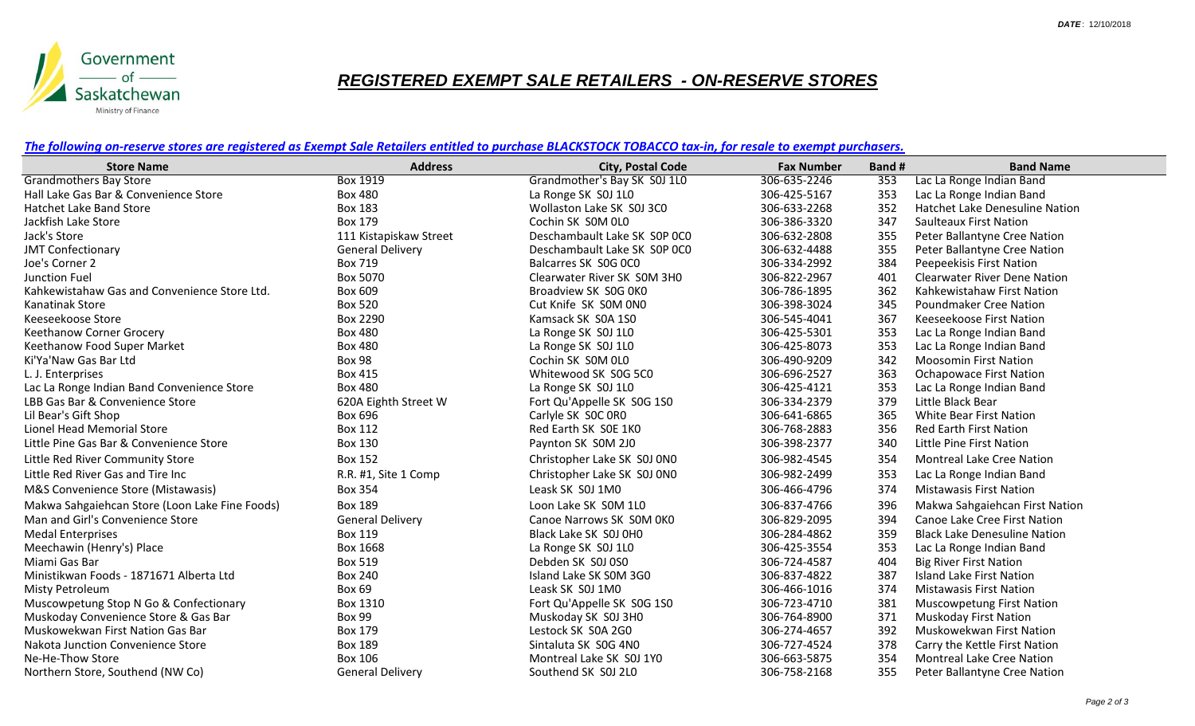*DATE*: 12/10/2018

Government of Saskatchewan
Ministry of Finance

# *REGISTERED EXEMPT SALE RETAILERS - ON-RESERVE STORES*

***The following on-reserve stores are registered as Exempt Sale Retailers entitled to purchase BLACKSTOCK TOBACCO tax-in, for resale to exempt purchasers.***

| Store Name | Address | City, Postal Code | Fax Number | Band # | Band Name |
|---|---|---|---|---|---|
| Grandmothers Bay Store | Box 1919 | Grandmother's Bay SK S0J 1L0 | 306-635-2246 | 353 | Lac La Ronge Indian Band |
| Hall Lake Gas Bar & Convenience Store | Box 480 | La Ronge SK S0J 1L0 | 306-425-5167 | 353 | Lac La Ronge Indian Band |
| Hatchet Lake Band Store | Box 183 | Wollaston Lake SK S0J 3C0 | 306-633-2268 | 352 | Hatchet Lake Denesuline Nation |
| Jackfish Lake Store | Box 179 | Cochin SK S0M 0L0 | 306-386-3320 | 347 | Saulteaux First Nation |
| Jack's Store | 111 Kistapiskaw Street | Deschambault Lake SK S0P 0C0 | 306-632-2808 | 355 | Peter Ballantyne Cree Nation |
| JMT Confectionary | General Delivery | Deschambault Lake SK S0P 0C0 | 306-632-4488 | 355 | Peter Ballantyne Cree Nation |
| Joe's Corner 2 | Box 719 | Balcarres SK S0G 0C0 | 306-334-2992 | 384 | Peepeekisis First Nation |
| Junction Fuel | Box 5070 | Clearwater River SK S0M 3H0 | 306-822-2967 | 401 | Clearwater River Dene Nation |
| Kahkewistahaw Gas and Convenience Store Ltd. | Box 609 | Broadview SK S0G 0K0 | 306-786-1895 | 362 | Kahkewistahaw First Nation |
| Kanatinak Store | Box 520 | Cut Knife SK S0M 0N0 | 306-398-3024 | 345 | Poundmaker Cree Nation |
| Keeseekoose Store | Box 2290 | Kamsack SK S0A 1S0 | 306-545-4041 | 367 | Keeseekoose First Nation |
| Keethanow Corner Grocery | Box 480 | La Ronge SK S0J 1L0 | 306-425-5301 | 353 | Lac La Ronge Indian Band |
| Keethanow Food Super Market | Box 480 | La Ronge SK S0J 1L0 | 306-425-8073 | 353 | Lac La Ronge Indian Band |
| Ki'Ya'Naw Gas Bar Ltd | Box 98 | Cochin SK S0M 0L0 | 306-490-9209 | 342 | Moosomin First Nation |
| L. J. Enterprises | Box 415 | Whitewood SK S0G 5C0 | 306-696-2527 | 363 | Ochapowace First Nation |
| Lac La Ronge Indian Band Convenience Store | Box 480 | La Ronge SK S0J 1L0 | 306-425-4121 | 353 | Lac La Ronge Indian Band |
| LBB Gas Bar & Convenience Store | 620A Eighth Street W | Fort Qu'Appelle SK S0G 1S0 | 306-334-2379 | 379 | Little Black Bear |
| Lil Bear's Gift Shop | Box 696 | Carlyle SK S0C 0R0 | 306-641-6865 | 365 | White Bear First Nation |
| Lionel Head Memorial Store | Box 112 | Red Earth SK S0E 1K0 | 306-768-2883 | 356 | Red Earth First Nation |
| Little Pine Gas Bar & Convenience Store | Box 130 | Paynton SK S0M 2J0 | 306-398-2377 | 340 | Little Pine First Nation |
| Little Red River Community Store | Box 152 | Christopher Lake SK S0J 0N0 | 306-982-4545 | 354 | Montreal Lake Cree Nation |
| Little Red River Gas and Tire Inc | R.R. #1, Site 1 Comp | Christopher Lake SK S0J 0N0 | 306-982-2499 | 353 | Lac La Ronge Indian Band |
| M&S Convenience Store (Mistawasis) | Box 354 | Leask SK S0J 1M0 | 306-466-4796 | 374 | Mistawasis First Nation |
| Makwa Sahgaiehcan Store (Loon Lake Fine Foods) | Box 189 | Loon Lake SK S0M 1L0 | 306-837-4766 | 396 | Makwa Sahgaiehcan First Nation |
| Man and Girl's Convenience Store | General Delivery | Canoe Narrows SK S0M 0K0 | 306-829-2095 | 394 | Canoe Lake Cree First Nation |
| Medal Enterprises | Box 119 | Black Lake SK S0J 0H0 | 306-284-4862 | 359 | Black Lake Denesuline Nation |
| Meechawin (Henry's) Place | Box 1668 | La Ronge SK S0J 1L0 | 306-425-3554 | 353 | Lac La Ronge Indian Band |
| Miami Gas Bar | Box 519 | Debden SK S0J 0S0 | 306-724-4587 | 404 | Big River First Nation |
| Ministikwan Foods - 1871671 Alberta Ltd | Box 240 | Island Lake SK S0M 3G0 | 306-837-4822 | 387 | Island Lake First Nation |
| Misty Petroleum | Box 69 | Leask SK S0J 1M0 | 306-466-1016 | 374 | Mistawasis First Nation |
| Muscowpetung Stop N Go & Confectionary | Box 1310 | Fort Qu'Appelle SK S0G 1S0 | 306-723-4710 | 381 | Muscowpetung First Nation |
| Muskoday Convenience Store & Gas Bar | Box 99 | Muskoday SK S0J 3H0 | 306-764-8900 | 371 | Muskoday First Nation |
| Muskowekwan First Nation Gas Bar | Box 179 | Lestock SK S0A 2G0 | 306-274-4657 | 392 | Muskowekwan First Nation |
| Nakota Junction Convenience Store | Box 189 | Sintaluta SK S0G 4N0 | 306-727-4524 | 378 | Carry the Kettle First Nation |
| Ne-He-Thow Store | Box 106 | Montreal Lake SK S0J 1Y0 | 306-663-5875 | 354 | Montreal Lake Cree Nation |
| Northern Store, Southend (NW Co) | General Delivery | Southend SK S0J 2L0 | 306-758-2168 | 355 | Peter Ballantyne Cree Nation |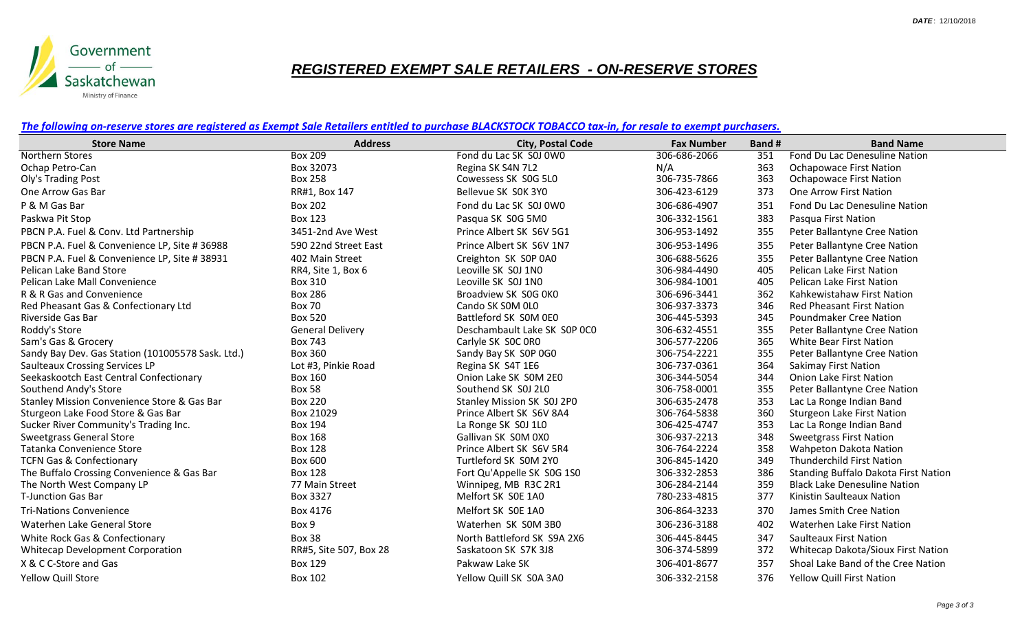DATE: 12/10/2018

Government of Saskatchewan
Ministry of Finance

# *REGISTERED EXEMPT SALE RETAILERS - ON-RESERVE STORES*

***The following on-reserve stores are registered as Exempt Sale Retailers entitled to purchase BLACKSTOCK TOBACCO tax-in, for resale to exempt purchasers.***

| Store Name | Address | City, Postal Code | Fax Number | Band # | Band Name |
|---|---|---|---|---|---|
| Northern Stores | Box 209 | Fond du Lac SK S0J 0W0 | 306-686-2066 | 351 | Fond Du Lac Denesuline Nation |
| Ochap Petro-Can | Box 32073 | Regina SK S4N 7L2 | N/A | 363 | Ochapowace First Nation |
| Oly's Trading Post | Box 258 | Cowessess SK S0G 5L0 | 306-735-7866 | 363 | Ochapowace First Nation |
| One Arrow Gas Bar | RR#1, Box 147 | Bellevue SK S0K 3Y0 | 306-423-6129 | 373 | One Arrow First Nation |
| P & M Gas Bar | Box 202 | Fond du Lac SK S0J 0W0 | 306-686-4907 | 351 | Fond Du Lac Denesuline Nation |
| Paskwa Pit Stop | Box 123 | Pasqua SK S0G 5M0 | 306-332-1561 | 383 | Pasqua First Nation |
| PBCN P.A. Fuel & Conv. Ltd Partnership | 3451-2nd Ave West | Prince Albert SK S6V 5G1 | 306-953-1492 | 355 | Peter Ballantyne Cree Nation |
| PBCN P.A. Fuel & Convenience LP, Site # 36988 | 590 22nd Street East | Prince Albert SK S6V 1N7 | 306-953-1496 | 355 | Peter Ballantyne Cree Nation |
| PBCN P.A. Fuel & Convenience LP, Site # 38931 | 402 Main Street | Creighton SK S0P 0A0 | 306-688-5626 | 355 | Peter Ballantyne Cree Nation |
| Pelican Lake Band Store | RR4, Site 1, Box 6 | Leoville SK S0J 1N0 | 306-984-4490 | 405 | Pelican Lake First Nation |
| Pelican Lake Mall Convenience | Box 310 | Leoville SK S0J 1N0 | 306-984-1001 | 405 | Pelican Lake First Nation |
| R & R Gas and Convenience | Box 286 | Broadview SK S0G 0K0 | 306-696-3441 | 362 | Kahkewistahaw First Nation |
| Red Pheasant Gas & Confectionary Ltd | Box 70 | Cando SK S0M 0L0 | 306-937-3373 | 346 | Red Pheasant First Nation |
| Riverside Gas Bar | Box 520 | Battleford SK S0M 0E0 | 306-445-5393 | 345 | Poundmaker Cree Nation |
| Roddy's Store | General Delivery | Deschambault Lake SK S0P 0C0 | 306-632-4551 | 355 | Peter Ballantyne Cree Nation |
| Sam's Gas & Grocery | Box 743 | Carlyle SK S0C 0R0 | 306-577-2206 | 365 | White Bear First Nation |
| Sandy Bay Dev. Gas Station (101005578 Sask. Ltd.) | Box 360 | Sandy Bay SK S0P 0G0 | 306-754-2221 | 355 | Peter Ballantyne Cree Nation |
| Saulteaux Crossing Services LP | Lot #3, Pinkie Road | Regina SK S4T 1E6 | 306-737-0361 | 364 | Sakimay First Nation |
| Seekaskootch East Central Confectionary | Box 160 | Onion Lake SK S0M 2E0 | 306-344-5054 | 344 | Onion Lake First Nation |
| Southend Andy's Store | Box 58 | Southend SK S0J 2L0 | 306-758-0001 | 355 | Peter Ballantyne Cree Nation |
| Stanley Mission Convenience Store & Gas Bar | Box 220 | Stanley Mission SK S0J 2P0 | 306-635-2478 | 353 | Lac La Ronge Indian Band |
| Sturgeon Lake Food Store & Gas Bar | Box 21029 | Prince Albert SK S6V 8A4 | 306-764-5838 | 360 | Sturgeon Lake First Nation |
| Sucker River Community's Trading Inc. | Box 194 | La Ronge SK S0J 1L0 | 306-425-4747 | 353 | Lac La Ronge Indian Band |
| Sweetgrass General Store | Box 168 | Gallivan SK S0M 0X0 | 306-937-2213 | 348 | Sweetgrass First Nation |
| Tatanka Convenience Store | Box 128 | Prince Albert SK S6V 5R4 | 306-764-2224 | 358 | Wahpeton Dakota Nation |
| TCFN Gas & Confectionary | Box 600 | Turtleford SK S0M 2Y0 | 306-845-1420 | 349 | Thunderchild First Nation |
| The Buffalo Crossing Convenience & Gas Bar | Box 128 | Fort Qu'Appelle SK S0G 1S0 | 306-332-2853 | 386 | Standing Buffalo Dakota First Nation |
| The North West Company LP | 77 Main Street | Winnipeg, MB R3C 2R1 | 306-284-2144 | 359 | Black Lake Denesuline Nation |
| T-Junction Gas Bar | Box 3327 | Melfort SK S0E 1A0 | 780-233-4815 | 377 | Kinistin Saulteaux Nation |
| Tri-Nations Convenience | Box 4176 | Melfort SK S0E 1A0 | 306-864-3233 | 370 | James Smith Cree Nation |
| Waterhen Lake General Store | Box 9 | Waterhen SK S0M 3B0 | 306-236-3188 | 402 | Waterhen Lake First Nation |
| White Rock Gas & Confectionary | Box 38 | North Battleford SK S9A 2X6 | 306-445-8445 | 347 | Saulteaux First Nation |
| Whitecap Development Corporation | RR#5, Site 507, Box 28 | Saskatoon SK S7K 3J8 | 306-374-5899 | 372 | Whitecap Dakota/Sioux First Nation |
| X & C C-Store and Gas | Box 129 | Pakwaw Lake SK | 306-401-8677 | 357 | Shoal Lake Band of the Cree Nation |
| Yellow Quill Store | Box 102 | Yellow Quill SK S0A 3A0 | 306-332-2158 | 376 | Yellow Quill First Nation |